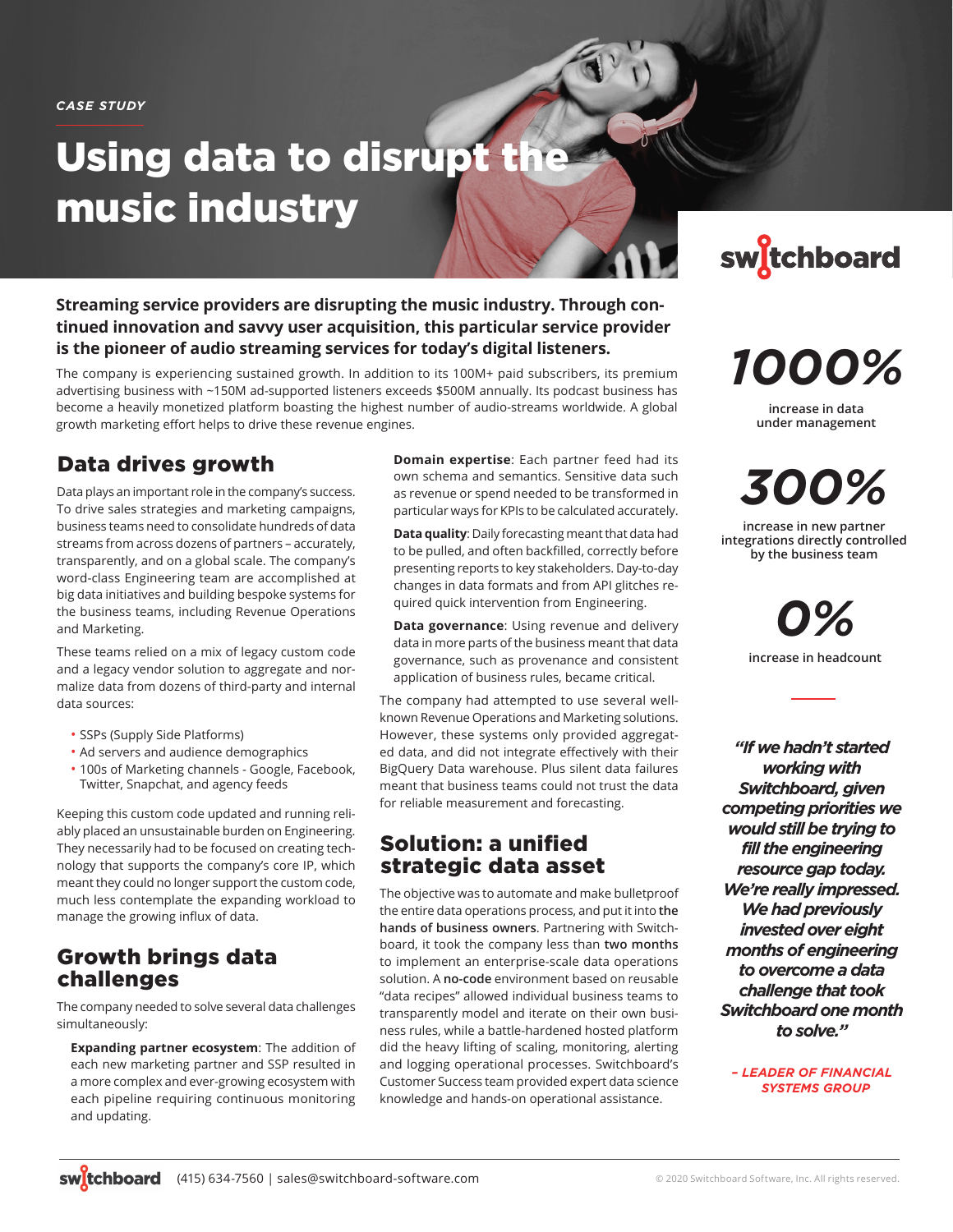*CASE STUDY*

# Using data to disrupt the music industry

**Streaming service providers are disrupting the music industry. Through continued innovation and savvy user acquisition, this particular service provider is the pioneer of audio streaming services for today's digital listeners.**

The company is experiencing sustained growth. In addition to its 100M+ paid subscribers, its premium advertising business with ~150M ad-supported listeners exceeds $500M annually. Its podcast business has become a heavily monetized platform boasting the highest number of audio-streams worldwide. A global growth marketing effort helps to drive these revenue engines.

## Data drives growth

Data plays an important role in the company's success. To drive sales strategies and marketing campaigns, business teams need to consolidate hundreds of data streams from across dozens of partners – accurately, transparently, and on a global scale. The company's word-class Engineering team are accomplished at big data initiatives and building bespoke systems for the business teams, including Revenue Operations and Marketing.

These teams relied on a mix of legacy custom code and a legacy vendor solution to aggregate and normalize data from dozens of third-party and internal data sources:

- SSPs (Supply Side Platforms)
- Ad servers and audience demographics
- 100s of Marketing channels - Google, Facebook, Twitter, Snapchat, and agency feeds

Keeping this custom code updated and running reliably placed an unsustainable burden on Engineering. They necessarily had to be focused on creating technology that supports the company's core IP, which meant they could no longer support the custom code, much less contemplate the expanding workload to manage the growing influx of data.

## Growth brings data challenges

The company needed to solve several data challenges simultaneously:

**Expanding partner ecosystem**: The addition of each new marketing partner and SSP resulted in a more complex and ever-growing ecosystem with each pipeline requiring continuous monitoring and updating.

**Domain expertise**: Each partner feed had its own schema and semantics. Sensitive data such as revenue or spend needed to be transformed in particular ways for KPIs to be calculated accurately.

**Data quality**: Daily forecasting meant that data had to be pulled, and often backfilled, correctly before presenting reports to key stakeholders. Day-to-day changes in data formats and from API glitches required quick intervention from Engineering.

**Data governance**: Using revenue and delivery data in more parts of the business meant that data governance, such as provenance and consistent application of business rules, became critical.

The company had attempted to use several well-known Revenue Operations and Marketing solutions. However, these systems only provided aggregated data, and did not integrate effectively with their BigQuery Data warehouse. Plus silent data failures meant that business teams could not trust the data for reliable measurement and forecasting.

## Solution: a unified strategic data asset

The objective was to automate and make bulletproof the entire data operations process, and put it into **the hands of business owners**. Partnering with Switchboard, it took the company less than **two months** to implement an enterprise-scale data operations solution. A **no-code** environment based on reusable "data recipes" allowed individual business teams to transparently model and iterate on their own business rules, while a battle-hardened hosted platform did the heavy lifting of scaling, monitoring, alerting and logging operational processes. Switchboard's Customer Success team provided expert data science knowledge and hands-on operational assistance.

**switchboard**

***1000%***

increase in data under management

***300%***

increase in new partner integrations directly controlled by the business team

***0%***

increase in headcount

***"If we hadn't started working with Switchboard, given competing priorities we would still be trying to fill the engineering resource gap today. We're really impressed. We had previously invested over eight months of engineering to overcome a data challenge that took Switchboard one month to solve."***

***– LEADER OF FINANCIAL SYSTEMS GROUP***

**switchboard** (415) 634-7560 | sales@switchboard-software.com

© 2020 Switchboard Software, Inc. All rights reserved.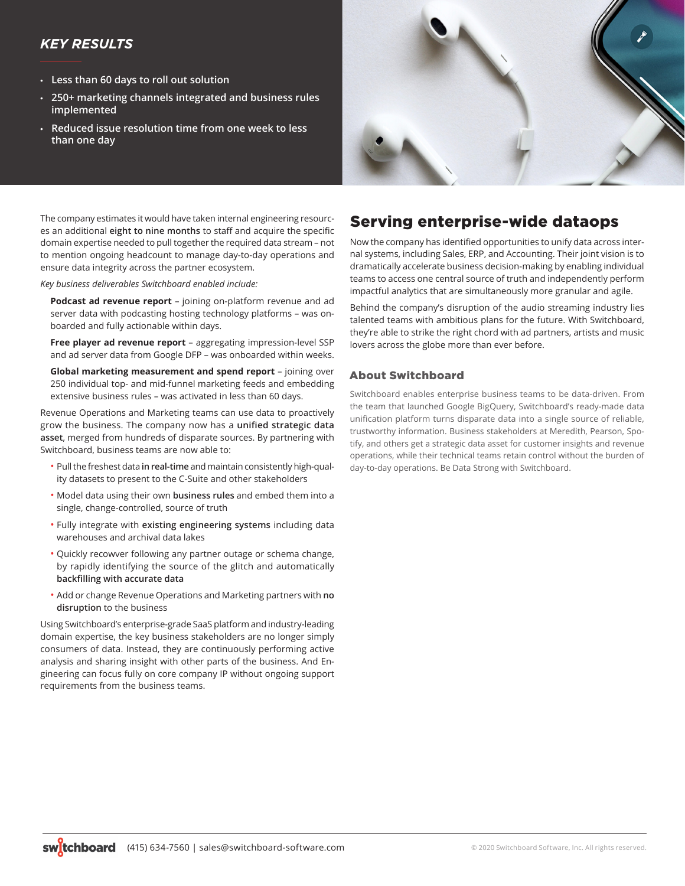## KEY RESULTS

- **Less than 60 days to roll out solution**
- **250+ marketing channels integrated and business rules implemented**
- **Reduced issue resolution time from one week to less than one day**

The company estimates it would have taken internal engineering resources an additional **eight to nine months** to staff and acquire the specific domain expertise needed to pull together the required data stream – not to mention ongoing headcount to manage day-to-day operations and ensure data integrity across the partner ecosystem.

*Key business deliverables Switchboard enabled include:*

**Podcast ad revenue report** – joining on-platform revenue and ad server data with podcasting hosting technology platforms – was onboarded and fully actionable within days.

**Free player ad revenue report** – aggregating impression-level SSP and ad server data from Google DFP – was onboarded within weeks.

**Global marketing measurement and spend report** – joining over 250 individual top- and mid-funnel marketing feeds and embedding extensive business rules – was activated in less than 60 days.

Revenue Operations and Marketing teams can use data to proactively grow the business. The company now has a **unified strategic data asset**, merged from hundreds of disparate sources. By partnering with Switchboard, business teams are now able to:

- Pull the freshest data **in real-time** and maintain consistently high-quality datasets to present to the C-Suite and other stakeholders
- Model data using their own **business rules** and embed them into a single, change-controlled, source of truth
- Fully integrate with **existing engineering systems** including data warehouses and archival data lakes
- Quickly recowver following any partner outage or schema change, by rapidly identifying the source of the glitch and automatically **backfilling with accurate data**
- Add or change Revenue Operations and Marketing partners with **no disruption** to the business

Using Switchboard's enterprise-grade SaaS platform and industry-leading domain expertise, the key business stakeholders are no longer simply consumers of data. Instead, they are continuously performing active analysis and sharing insight with other parts of the business. And Engineering can focus fully on core company IP without ongoing support requirements from the business teams.

## Serving enterprise-wide dataops

Now the company has identified opportunities to unify data across internal systems, including Sales, ERP, and Accounting. Their joint vision is to dramatically accelerate business decision-making by enabling individual teams to access one central source of truth and independently perform impactful analytics that are simultaneously more granular and agile.

Behind the company's disruption of the audio streaming industry lies talented teams with ambitious plans for the future. With Switchboard, they're able to strike the right chord with ad partners, artists and music lovers across the globe more than ever before.

### About Switchboard

Switchboard enables enterprise business teams to be data-driven. From the team that launched Google BigQuery, Switchboard's ready-made data unification platform turns disparate data into a single source of reliable, trustworthy information. Business stakeholders at Meredith, Pearson, Spotify, and others get a strategic data asset for customer insights and revenue operations, while their technical teams retain control without the burden of day-to-day operations. Be Data Strong with Switchboard.

switchboard (415) 634-7560 | sales@switchboard-software.com

© 2020 Switchboard Software, Inc. All rights reserved.